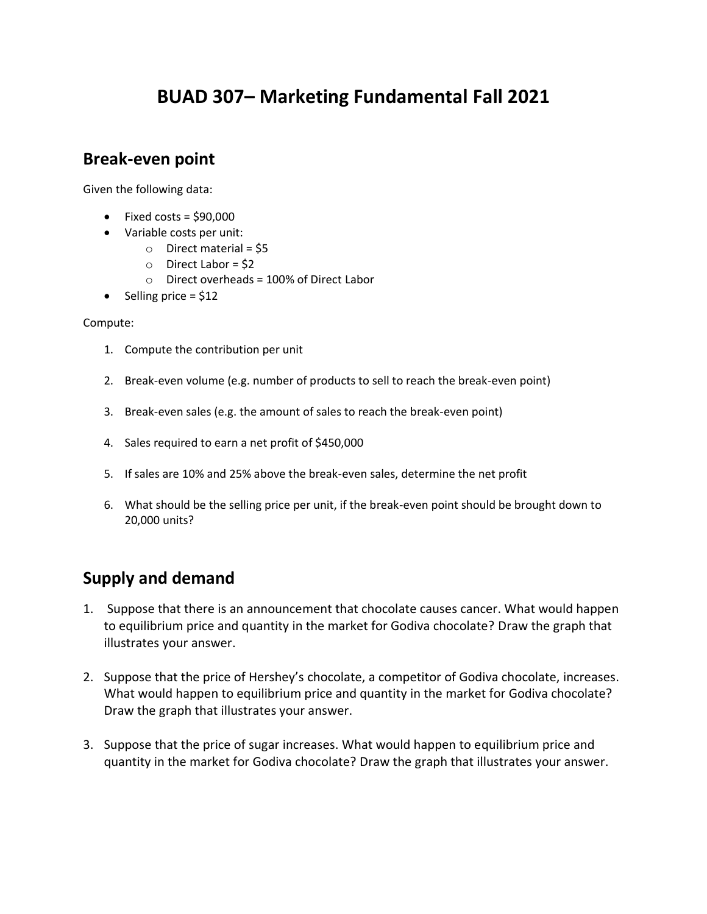# BUAD 307– Marketing Fundamental Fall 2021

## Break-even point

Given the following data:

- Fixed costs = $90,000
- Variable costs per unit:
  - Direct material = $5
  - Direct Labor = $2
  - Direct overheads = 100% of Direct Labor
- Selling price = $12

Compute:

1. Compute the contribution per unit
2. Break-even volume (e.g. number of products to sell to reach the break-even point)
3. Break-even sales (e.g. the amount of sales to reach the break-even point)
4. Sales required to earn a net profit of $450,000
5. If sales are 10% and 25% above the break-even sales, determine the net profit
6. What should be the selling price per unit, if the break-even point should be brought down to 20,000 units?

## Supply and demand

1. Suppose that there is an announcement that chocolate causes cancer. What would happen to equilibrium price and quantity in the market for Godiva chocolate? Draw the graph that illustrates your answer.
2. Suppose that the price of Hershey's chocolate, a competitor of Godiva chocolate, increases. What would happen to equilibrium price and quantity in the market for Godiva chocolate? Draw the graph that illustrates your answer.
3. Suppose that the price of sugar increases. What would happen to equilibrium price and quantity in the market for Godiva chocolate? Draw the graph that illustrates your answer.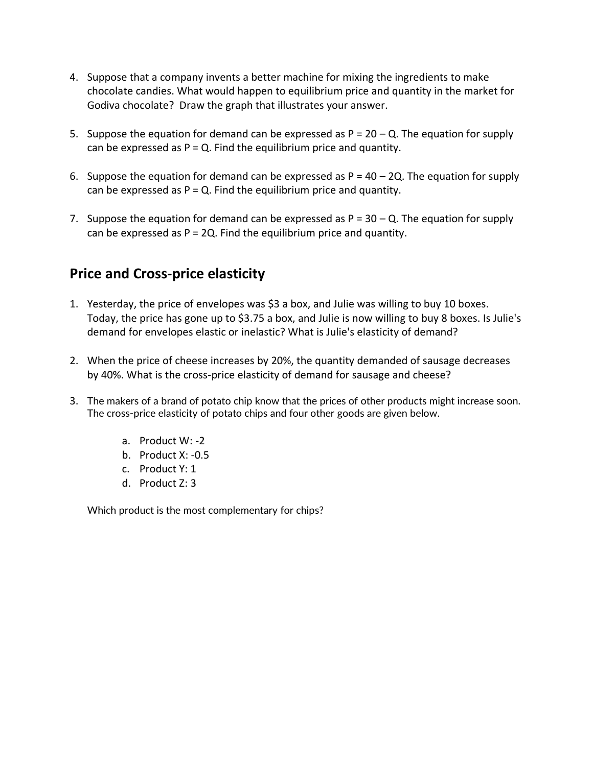4. Suppose that a company invents a better machine for mixing the ingredients to make chocolate candies. What would happen to equilibrium price and quantity in the market for Godiva chocolate? Draw the graph that illustrates your answer.

5. Suppose the equation for demand can be expressed as $P = 20 - Q$. The equation for supply can be expressed as $P = Q$. Find the equilibrium price and quantity.

6. Suppose the equation for demand can be expressed as $P = 40 - 2Q$. The equation for supply can be expressed as $P = Q$. Find the equilibrium price and quantity.

7. Suppose the equation for demand can be expressed as $P = 30 - Q$. The equation for supply can be expressed as $P = 2Q$. Find the equilibrium price and quantity.

## Price and Cross-price elasticity

1. Yesterday, the price of envelopes was $3 a box, and Julie was willing to buy 10 boxes. Today, the price has gone up to $3.75 a box, and Julie is now willing to buy 8 boxes. Is Julie's demand for envelopes elastic or inelastic? What is Julie's elasticity of demand?

2. When the price of cheese increases by 20%, the quantity demanded of sausage decreases by 40%. What is the cross-price elasticity of demand for sausage and cheese?

3. The makers of a brand of potato chip know that the prices of other products might increase soon. The cross-price elasticity of potato chips and four other goods are given below.

   a. Product W: -2
   b. Product X: -0.5
   c. Product Y: 1
   d. Product Z: 3

   Which product is the most complementary for chips?